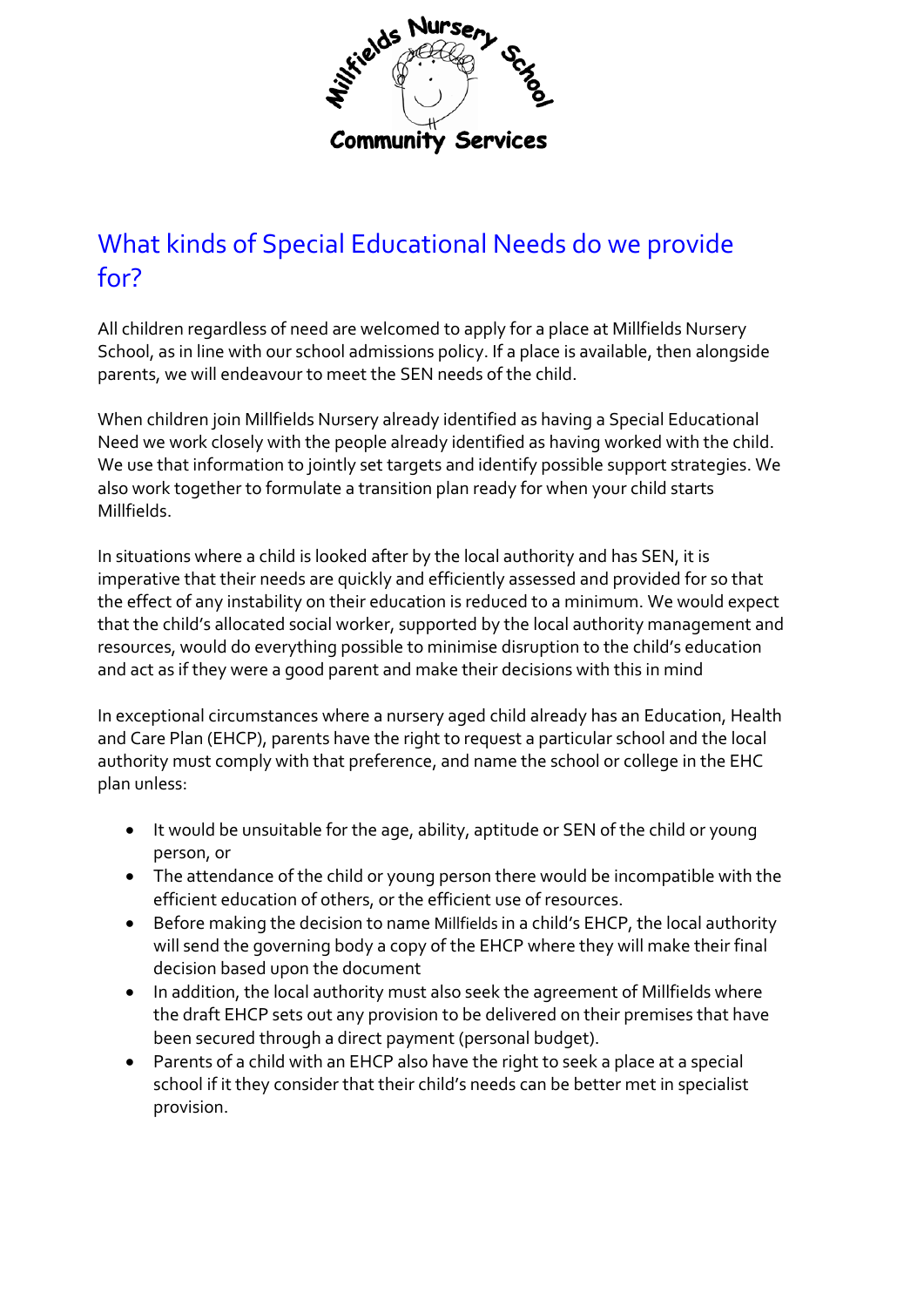Millfields Nursery School

Community Services

# What kinds of Special Educational Needs do we provide for?

All children regardless of need are welcomed to apply for a place at Millfields Nursery School, as in line with our school admissions policy. If a place is available, then alongside parents, we will endeavour to meet the SEN needs of the child.

When children join Millfields Nursery already identified as having a Special Educational Need we work closely with the people already identified as having worked with the child. We use that information to jointly set targets and identify possible support strategies. We also work together to formulate a transition plan ready for when your child starts Millfields.

In situations where a child is looked after by the local authority and has SEN, it is imperative that their needs are quickly and efficiently assessed and provided for so that the effect of any instability on their education is reduced to a minimum. We would expect that the child's allocated social worker, supported by the local authority management and resources, would do everything possible to minimise disruption to the child's education and act as if they were a good parent and make their decisions with this in mind

In exceptional circumstances where a nursery aged child already has an Education, Health and Care Plan (EHCP), parents have the right to request a particular school and the local authority must comply with that preference, and name the school or college in the EHC plan unless:

- It would be unsuitable for the age, ability, aptitude or SEN of the child or young person, or
- The attendance of the child or young person there would be incompatible with the efficient education of others, or the efficient use of resources.
- Before making the decision to name Millfields in a child's EHCP, the local authority will send the governing body a copy of the EHCP where they will make their final decision based upon the document
- In addition, the local authority must also seek the agreement of Millfields where the draft EHCP sets out any provision to be delivered on their premises that have been secured through a direct payment (personal budget).
- Parents of a child with an EHCP also have the right to seek a place at a special school if it they consider that their child's needs can be better met in specialist provision.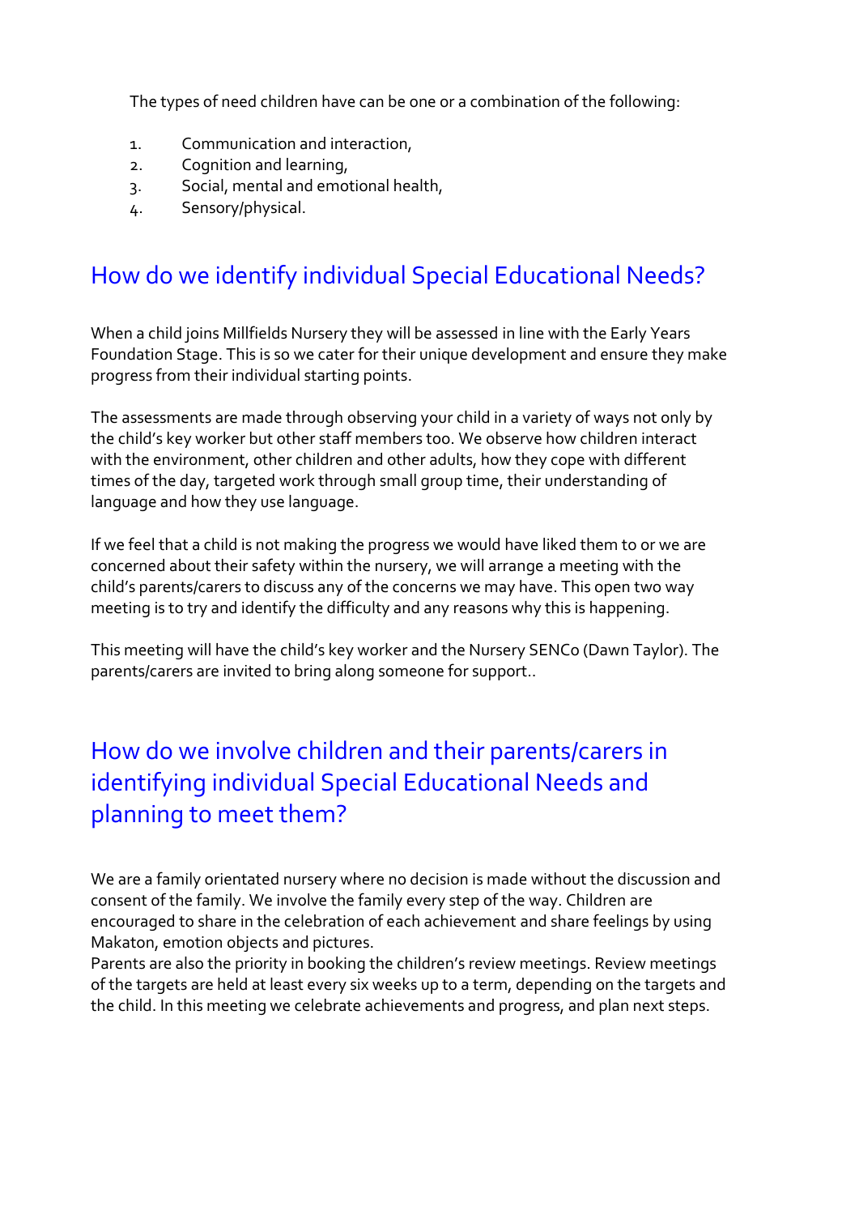The types of need children have can be one or a combination of the following:

1. Communication and interaction,
2. Cognition and learning,
3. Social, mental and emotional health,
4. Sensory/physical.

## How do we identify individual Special Educational Needs?

When a child joins Millfields Nursery they will be assessed in line with the Early Years Foundation Stage. This is so we cater for their unique development and ensure they make progress from their individual starting points.

The assessments are made through observing your child in a variety of ways not only by the child's key worker but other staff members too. We observe how children interact with the environment, other children and other adults, how they cope with different times of the day, targeted work through small group time, their understanding of language and how they use language.

If we feel that a child is not making the progress we would have liked them to or we are concerned about their safety within the nursery, we will arrange a meeting with the child's parents/carers to discuss any of the concerns we may have. This open two way meeting is to try and identify the difficulty and any reasons why this is happening.

This meeting will have the child's key worker and the Nursery SENCo (Dawn Taylor). The parents/carers are invited to bring along someone for support..

## How do we involve children and their parents/carers in identifying individual Special Educational Needs and planning to meet them?

We are a family orientated nursery where no decision is made without the discussion and consent of the family. We involve the family every step of the way. Children are encouraged to share in the celebration of each achievement and share feelings by using Makaton, emotion objects and pictures.
Parents are also the priority in booking the children's review meetings. Review meetings of the targets are held at least every six weeks up to a term, depending on the targets and the child. In this meeting we celebrate achievements and progress, and plan next steps.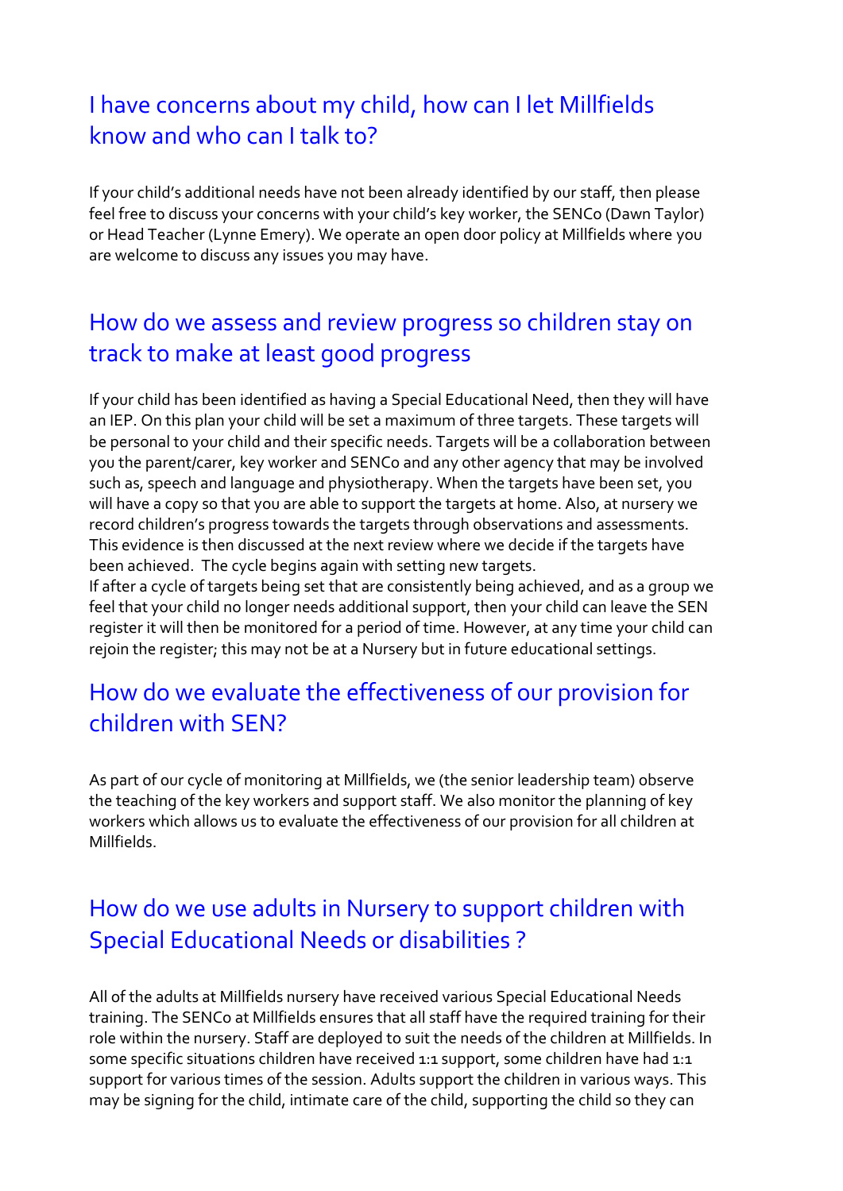## I have concerns about my child, how can I let Millfields know and who can I talk to?

If your child's additional needs have not been already identified by our staff, then please feel free to discuss your concerns with your child's key worker, the SENCo (Dawn Taylor) or Head Teacher (Lynne Emery). We operate an open door policy at Millfields where you are welcome to discuss any issues you may have.

## How do we assess and review progress so children stay on track to make at least good progress

If your child has been identified as having a Special Educational Need, then they will have an IEP. On this plan your child will be set a maximum of three targets. These targets will be personal to your child and their specific needs. Targets will be a collaboration between you the parent/carer, key worker and SENCo and any other agency that may be involved such as, speech and language and physiotherapy. When the targets have been set, you will have a copy so that you are able to support the targets at home. Also, at nursery we record children's progress towards the targets through observations and assessments. This evidence is then discussed at the next review where we decide if the targets have been achieved. The cycle begins again with setting new targets.
If after a cycle of targets being set that are consistently being achieved, and as a group we feel that your child no longer needs additional support, then your child can leave the SEN register it will then be monitored for a period of time. However, at any time your child can rejoin the register; this may not be at a Nursery but in future educational settings.

## How do we evaluate the effectiveness of our provision for children with SEN?

As part of our cycle of monitoring at Millfields, we (the senior leadership team) observe the teaching of the key workers and support staff. We also monitor the planning of key workers which allows us to evaluate the effectiveness of our provision for all children at Millfields.

## How do we use adults in Nursery to support children with Special Educational Needs or disabilities ?

All of the adults at Millfields nursery have received various Special Educational Needs training. The SENCo at Millfields ensures that all staff have the required training for their role within the nursery. Staff are deployed to suit the needs of the children at Millfields. In some specific situations children have received 1:1 support, some children have had 1:1 support for various times of the session. Adults support the children in various ways. This may be signing for the child, intimate care of the child, supporting the child so they can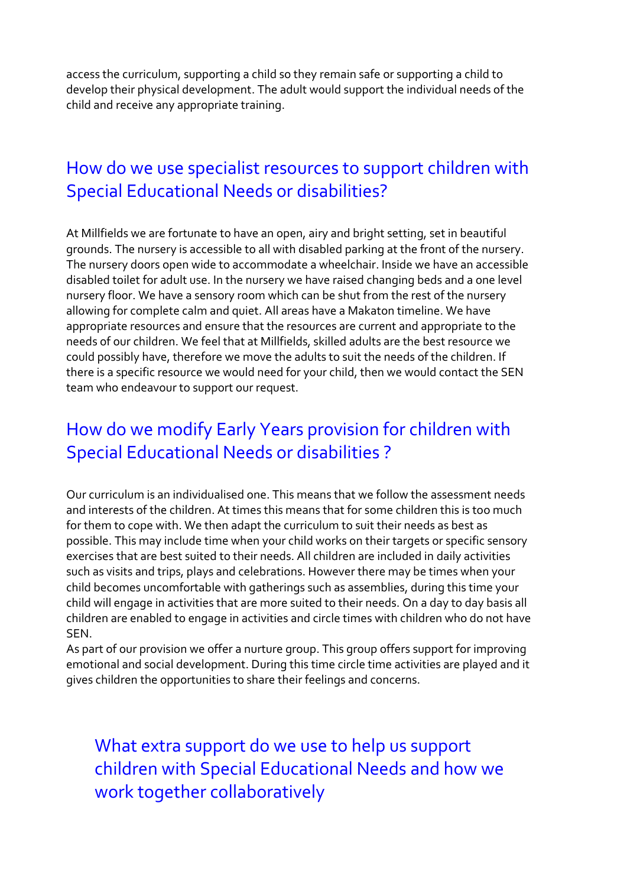access the curriculum, supporting a child so they remain safe or supporting a child to develop their physical development. The adult would support the individual needs of the child and receive any appropriate training.

## How do we use specialist resources to support children with Special Educational Needs or disabilities?

At Millfields we are fortunate to have an open, airy and bright setting, set in beautiful grounds. The nursery is accessible to all with disabled parking at the front of the nursery. The nursery doors open wide to accommodate a wheelchair. Inside we have an accessible disabled toilet for adult use. In the nursery we have raised changing beds and a one level nursery floor. We have a sensory room which can be shut from the rest of the nursery allowing for complete calm and quiet. All areas have a Makaton timeline. We have appropriate resources and ensure that the resources are current and appropriate to the needs of our children. We feel that at Millfields, skilled adults are the best resource we could possibly have, therefore we move the adults to suit the needs of the children. If there is a specific resource we would need for your child, then we would contact the SEN team who endeavour to support our request.

## How do we modify Early Years provision for children with Special Educational Needs or disabilities ?

Our curriculum is an individualised one. This means that we follow the assessment needs and interests of the children. At times this means that for some children this is too much for them to cope with. We then adapt the curriculum to suit their needs as best as possible. This may include time when your child works on their targets or specific sensory exercises that are best suited to their needs. All children are included in daily activities such as visits and trips, plays and celebrations. However there may be times when your child becomes uncomfortable with gatherings such as assemblies, during this time your child will engage in activities that are more suited to their needs. On a day to day basis all children are enabled to engage in activities and circle times with children who do not have SEN.
As part of our provision we offer a nurture group. This group offers support for improving emotional and social development. During this time circle time activities are played and it gives children the opportunities to share their feelings and concerns.

## What extra support do we use to help us support children with Special Educational Needs and how we work together collaboratively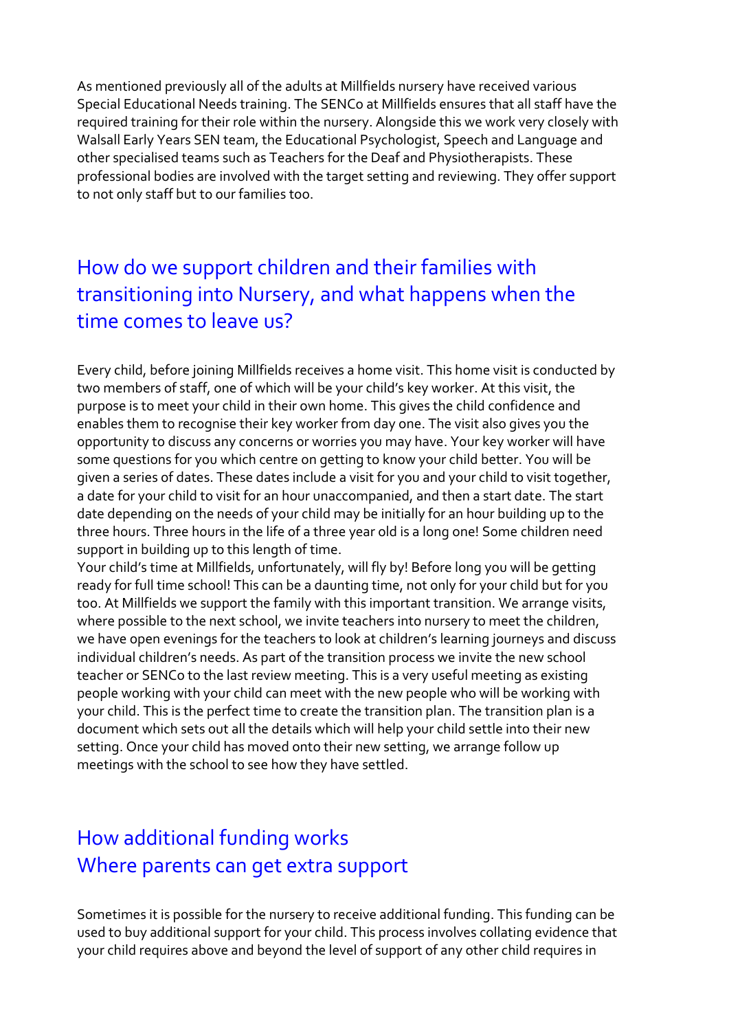As mentioned previously all of the adults at Millfields nursery have received various Special Educational Needs training. The SENCo at Millfields ensures that all staff have the required training for their role within the nursery. Alongside this we work very closely with Walsall Early Years SEN team, the Educational Psychologist, Speech and Language and other specialised teams such as Teachers for the Deaf and Physiotherapists. These professional bodies are involved with the target setting and reviewing. They offer support to not only staff but to our families too.

## How do we support children and their families with transitioning into Nursery, and what happens when the time comes to leave us?

Every child, before joining Millfields receives a home visit. This home visit is conducted by two members of staff, one of which will be your child's key worker. At this visit, the purpose is to meet your child in their own home. This gives the child confidence and enables them to recognise their key worker from day one. The visit also gives you the opportunity to discuss any concerns or worries you may have. Your key worker will have some questions for you which centre on getting to know your child better. You will be given a series of dates. These dates include a visit for you and your child to visit together, a date for your child to visit for an hour unaccompanied, and then a start date. The start date depending on the needs of your child may be initially for an hour building up to the three hours. Three hours in the life of a three year old is a long one! Some children need support in building up to this length of time.

Your child's time at Millfields, unfortunately, will fly by! Before long you will be getting ready for full time school! This can be a daunting time, not only for your child but for you too. At Millfields we support the family with this important transition. We arrange visits, where possible to the next school, we invite teachers into nursery to meet the children, we have open evenings for the teachers to look at children's learning journeys and discuss individual children's needs. As part of the transition process we invite the new school teacher or SENCo to the last review meeting. This is a very useful meeting as existing people working with your child can meet with the new people who will be working with your child. This is the perfect time to create the transition plan. The transition plan is a document which sets out all the details which will help your child settle into their new setting. Once your child has moved onto their new setting, we arrange follow up meetings with the school to see how they have settled.

## How additional funding works
## Where parents can get extra support

Sometimes it is possible for the nursery to receive additional funding. This funding can be used to buy additional support for your child. This process involves collating evidence that your child requires above and beyond the level of support of any other child requires in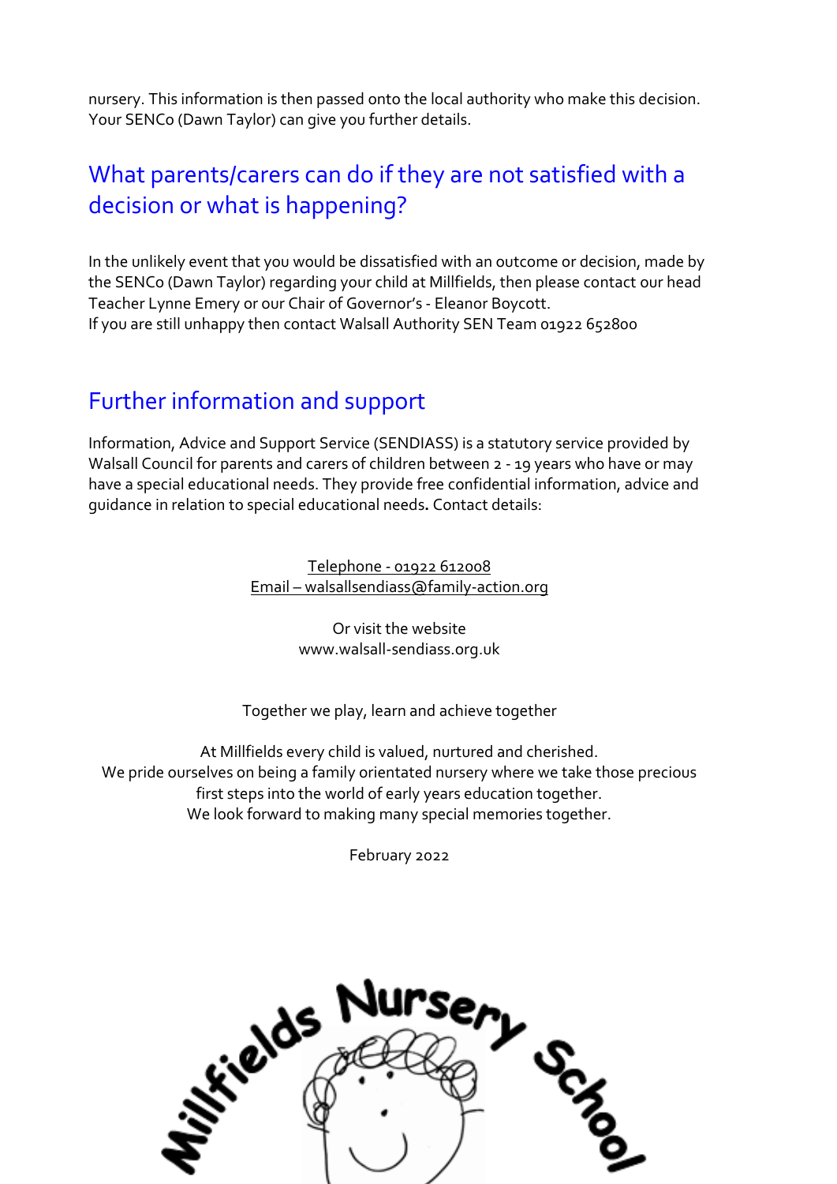nursery. This information is then passed onto the local authority who make this decision. Your SENCo (Dawn Taylor) can give you further details.

## What parents/carers can do if they are not satisfied with a decision or what is happening?

In the unlikely event that you would be dissatisfied with an outcome or decision, made by the SENCo (Dawn Taylor) regarding your child at Millfields, then please contact our head Teacher Lynne Emery or our Chair of Governor's - Eleanor Boycott.
If you are still unhappy then contact Walsall Authority SEN Team 01922 652800

## Further information and support

Information, Advice and Support Service (SENDIASS) is a statutory service provided by Walsall Council for parents and carers of children between 2 - 19 years who have or may have a special educational needs. They provide free confidential information, advice and guidance in relation to special educational needs**.** Contact details:

Telephone - 01922 612008
Email – walsallsendiass@family-action.org

Or visit the website
www.walsall-sendiass.org.uk

Together we play, learn and achieve together

At Millfields every child is valued, nurtured and cherished.
We pride ourselves on being a family orientated nursery where we take those precious first steps into the world of early years education together.
We look forward to making many special memories together.

February 2022

Millfields Nursery School